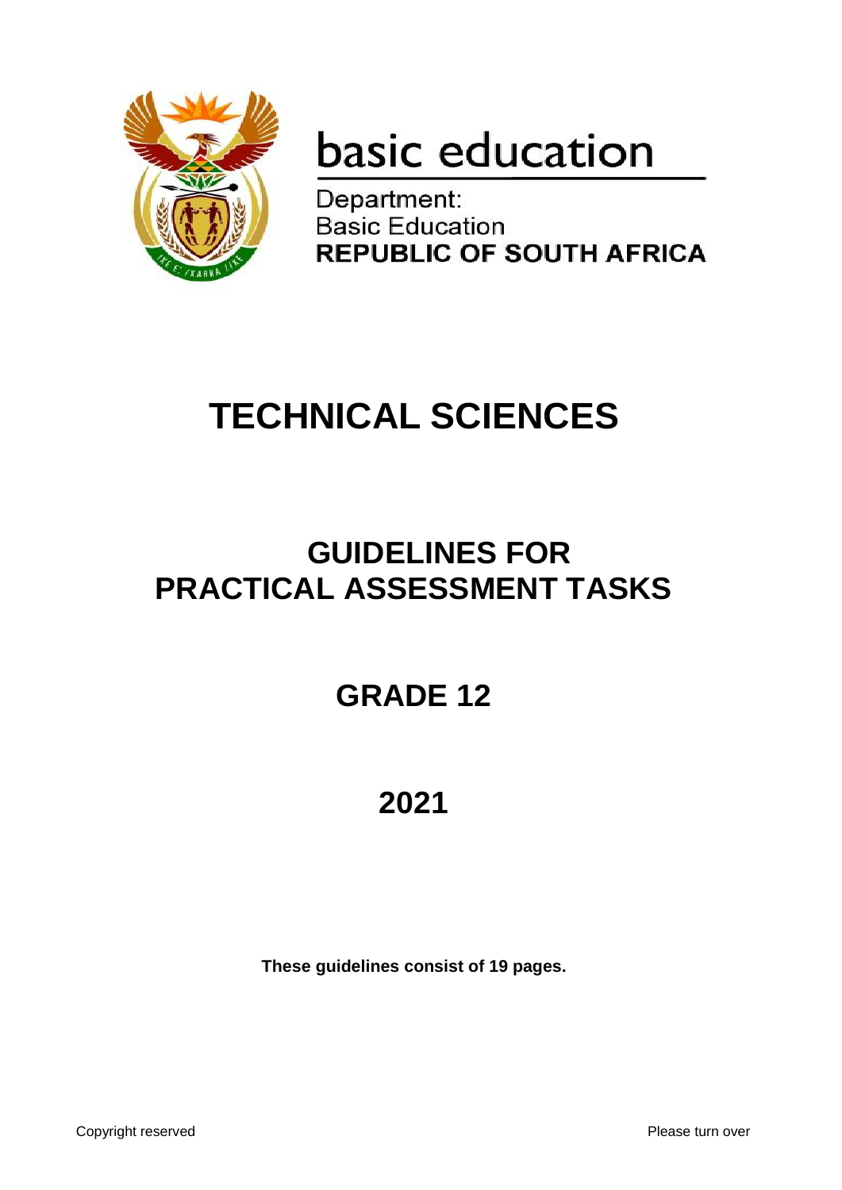basic education

Department:
Basic Education
**REPUBLIC OF SOUTH AFRICA**

# TECHNICAL SCIENCES

## GUIDELINES FOR PRACTICAL ASSESSMENT TASKS

## GRADE 12

## 2021

**These guidelines consist of 19 pages.**

Copyright reserved

Please turn over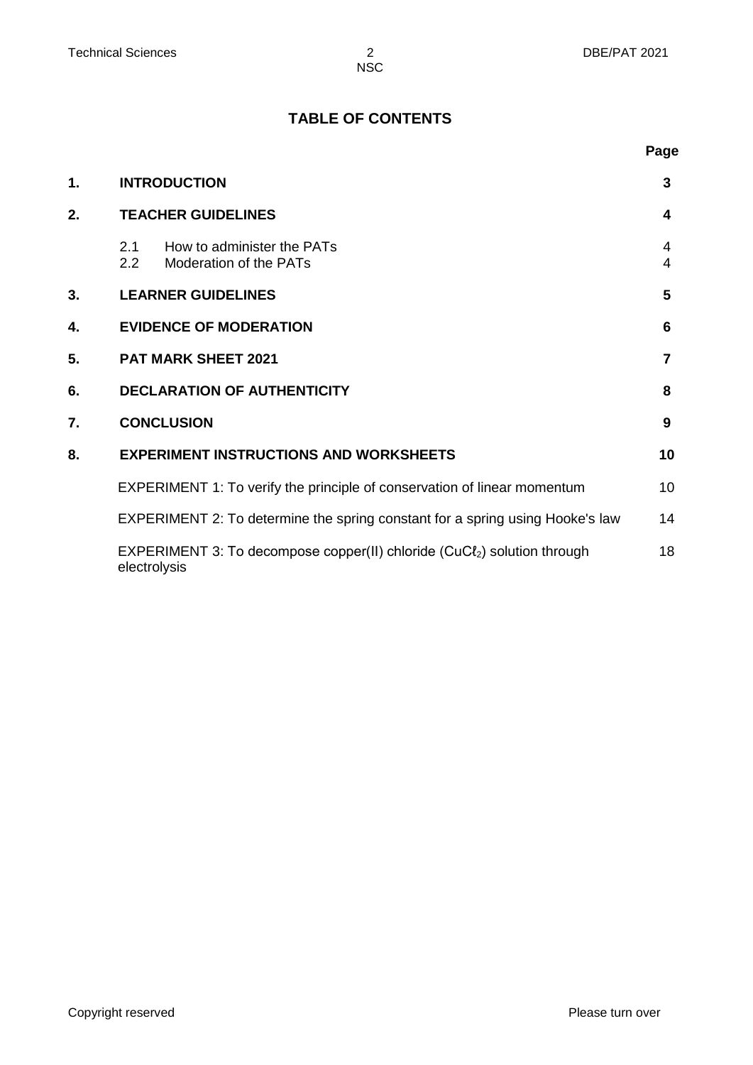## TABLE OF CONTENTS

| | | Page |
|---|---|---|
| **1.** | **INTRODUCTION** | **3** |
| **2.** | **TEACHER GUIDELINES** | **4** |
| | 2.1 How to administer the PATs | 4 |
| | 2.2 Moderation of the PATs | 4 |
| **3.** | **LEARNER GUIDELINES** | **5** |
| **4.** | **EVIDENCE OF MODERATION** | **6** |
| **5.** | **PAT MARK SHEET 2021** | **7** |
| **6.** | **DECLARATION OF AUTHENTICITY** | **8** |
| **7.** | **CONCLUSION** | **9** |
| **8.** | **EXPERIMENT INSTRUCTIONS AND WORKSHEETS** | **10** |
| | EXPERIMENT 1: To verify the principle of conservation of linear momentum | 10 |
| | EXPERIMENT 2: To determine the spring constant for a spring using Hooke's law | 14 |
| | EXPERIMENT 3: To decompose copper(II) chloride ($CuC\ell_2$) solution through electrolysis | 18 |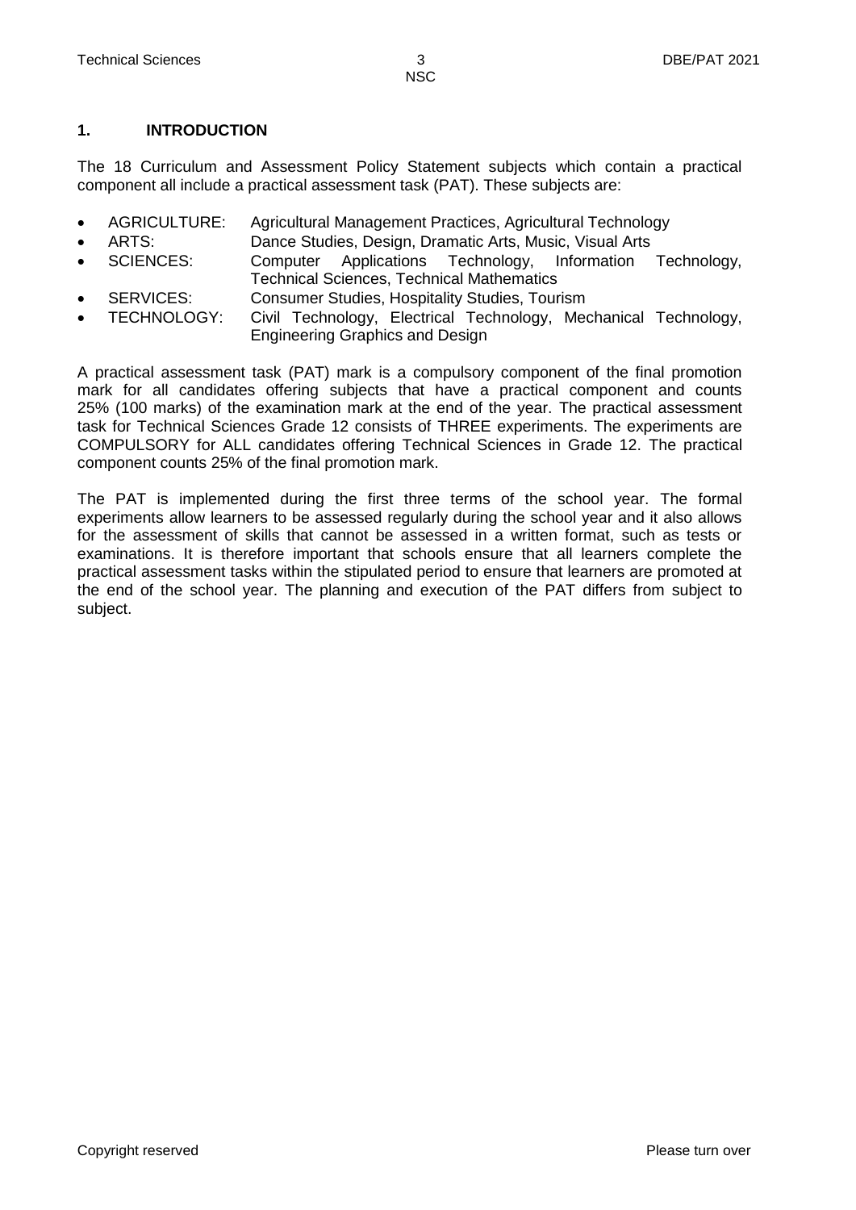## 1. INTRODUCTION

The 18 Curriculum and Assessment Policy Statement subjects which contain a practical component all include a practical assessment task (PAT). These subjects are:

- AGRICULTURE: Agricultural Management Practices, Agricultural Technology
- ARTS: Dance Studies, Design, Dramatic Arts, Music, Visual Arts
- SCIENCES: Computer Applications Technology, Information Technology, Technical Sciences, Technical Mathematics
- SERVICES: Consumer Studies, Hospitality Studies, Tourism
- TECHNOLOGY: Civil Technology, Electrical Technology, Mechanical Technology, Engineering Graphics and Design

A practical assessment task (PAT) mark is a compulsory component of the final promotion mark for all candidates offering subjects that have a practical component and counts 25% (100 marks) of the examination mark at the end of the year. The practical assessment task for Technical Sciences Grade 12 consists of THREE experiments. The experiments are COMPULSORY for ALL candidates offering Technical Sciences in Grade 12. The practical component counts 25% of the final promotion mark.

The PAT is implemented during the first three terms of the school year. The formal experiments allow learners to be assessed regularly during the school year and it also allows for the assessment of skills that cannot be assessed in a written format, such as tests or examinations. It is therefore important that schools ensure that all learners complete the practical assessment tasks within the stipulated period to ensure that learners are promoted at the end of the school year. The planning and execution of the PAT differs from subject to subject.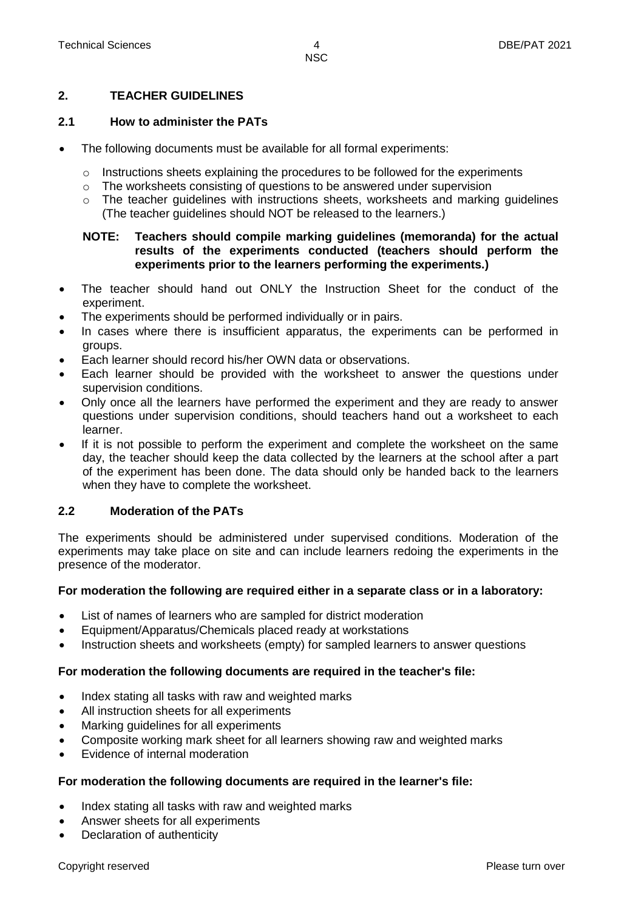## 2. TEACHER GUIDELINES

### 2.1 How to administer the PATs

- The following documents must be available for all formal experiments:
  - Instructions sheets explaining the procedures to be followed for the experiments
  - The worksheets consisting of questions to be answered under supervision
  - The teacher guidelines with instructions sheets, worksheets and marking guidelines (The teacher guidelines should NOT be released to the learners.)

**NOTE: Teachers should compile marking guidelines (memoranda) for the actual results of the experiments conducted (teachers should perform the experiments prior to the learners performing the experiments.)**

- The teacher should hand out ONLY the Instruction Sheet for the conduct of the experiment.
- The experiments should be performed individually or in pairs.
- In cases where there is insufficient apparatus, the experiments can be performed in groups.
- Each learner should record his/her OWN data or observations.
- Each learner should be provided with the worksheet to answer the questions under supervision conditions.
- Only once all the learners have performed the experiment and they are ready to answer questions under supervision conditions, should teachers hand out a worksheet to each learner.
- If it is not possible to perform the experiment and complete the worksheet on the same day, the teacher should keep the data collected by the learners at the school after a part of the experiment has been done. The data should only be handed back to the learners when they have to complete the worksheet.

### 2.2 Moderation of the PATs

The experiments should be administered under supervised conditions. Moderation of the experiments may take place on site and can include learners redoing the experiments in the presence of the moderator.

**For moderation the following are required either in a separate class or in a laboratory:**

- List of names of learners who are sampled for district moderation
- Equipment/Apparatus/Chemicals placed ready at workstations
- Instruction sheets and worksheets (empty) for sampled learners to answer questions

**For moderation the following documents are required in the teacher's file:**

- Index stating all tasks with raw and weighted marks
- All instruction sheets for all experiments
- Marking guidelines for all experiments
- Composite working mark sheet for all learners showing raw and weighted marks
- Evidence of internal moderation

**For moderation the following documents are required in the learner's file:**

- Index stating all tasks with raw and weighted marks
- Answer sheets for all experiments
- Declaration of authenticity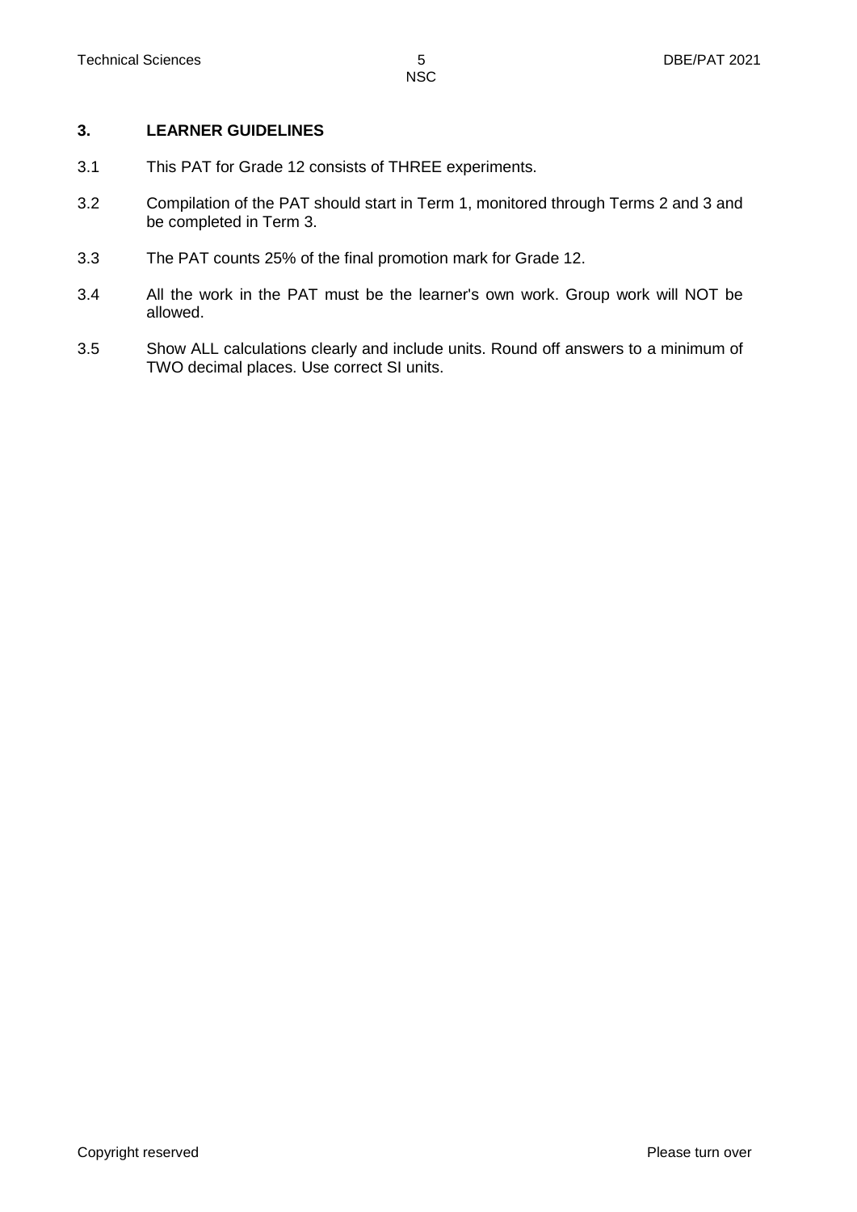## 3. LEARNER GUIDELINES

3.1 This PAT for Grade 12 consists of THREE experiments.

3.2 Compilation of the PAT should start in Term 1, monitored through Terms 2 and 3 and be completed in Term 3.

3.3 The PAT counts 25% of the final promotion mark for Grade 12.

3.4 All the work in the PAT must be the learner's own work. Group work will NOT be allowed.

3.5 Show ALL calculations clearly and include units. Round off answers to a minimum of TWO decimal places. Use correct SI units.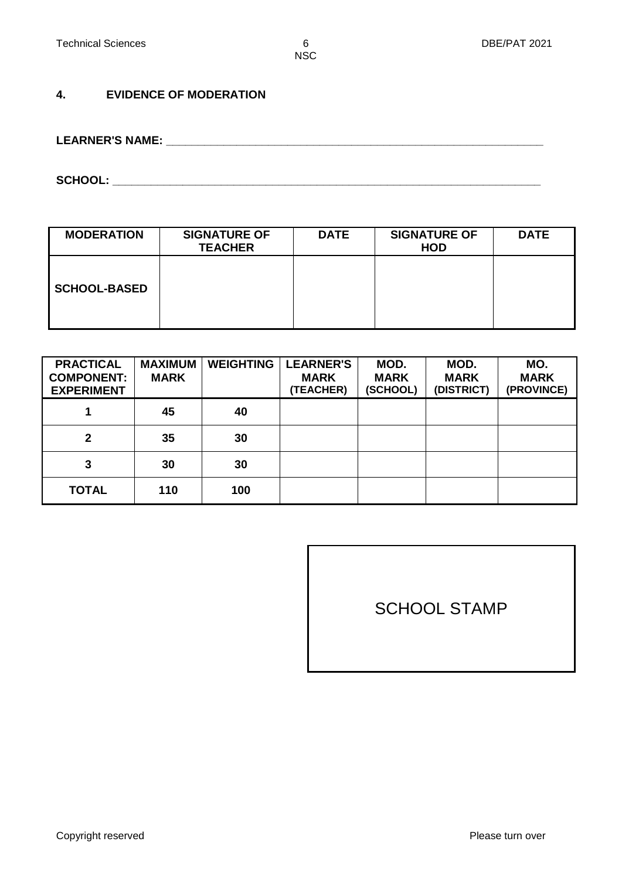## 4. EVIDENCE OF MODERATION

**LEARNER'S NAME:** ________________________________________________________________

**SCHOOL:** ____________________________________________________________________

| MODERATION | SIGNATURE OF TEACHER | DATE | SIGNATURE OF HOD | DATE |
|---|---|---|---|---|
| **SCHOOL-BASED** | | | | |

| PRACTICAL COMPONENT: EXPERIMENT | MAXIMUM MARK | WEIGHTING | LEARNER'S MARK (TEACHER) | MOD. MARK (SCHOOL) | MOD. MARK (DISTRICT) | MO. MARK (PROVINCE) |
|---|---|---|---|---|---|---|
| **1** | **45** | **40** | | | | |
| **2** | **35** | **30** | | | | |
| **3** | **30** | **30** | | | | |
| **TOTAL** | **110** | **100** | | | | |

SCHOOL STAMP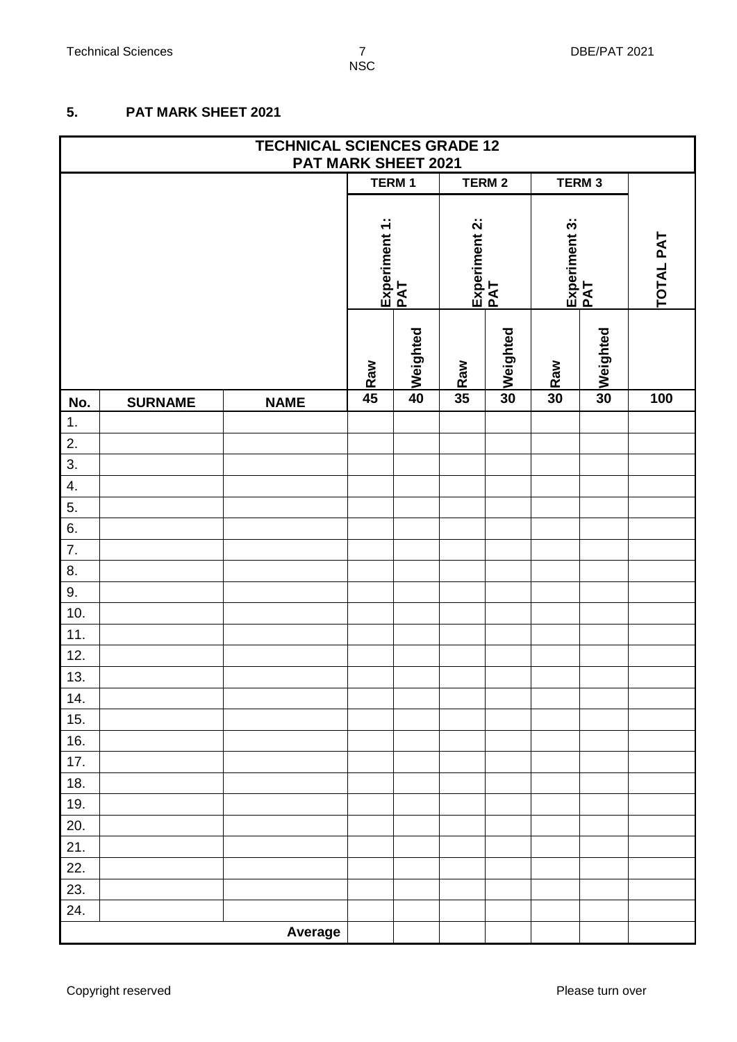## 5. PAT MARK SHEET 2021

| TECHNICAL SCIENCES GRADE 12 PAT MARK SHEET 2021 | | | | | | | | | |
|---|---|---|---|---|---|---|---|---|---|
| | | | TERM 1 | | TERM 2 | | TERM 3 | | |
| | | | Experiment 1: PAT | | Experiment 2: PAT | | Experiment 3: PAT | | TOTAL PAT |
| | | | Raw | Weighted | Raw | Weighted | Raw | Weighted | |
| No. | SURNAME | NAME | 45 | 40 | 35 | 30 | 30 | 30 | 100 |
| 1. | | | | | | | | | |
| 2. | | | | | | | | | |
| 3. | | | | | | | | | |
| 4. | | | | | | | | | |
| 5. | | | | | | | | | |
| 6. | | | | | | | | | |
| 7. | | | | | | | | | |
| 8. | | | | | | | | | |
| 9. | | | | | | | | | |
| 10. | | | | | | | | | |
| 11. | | | | | | | | | |
| 12. | | | | | | | | | |
| 13. | | | | | | | | | |
| 14. | | | | | | | | | |
| 15. | | | | | | | | | |
| 16. | | | | | | | | | |
| 17. | | | | | | | | | |
| 18. | | | | | | | | | |
| 19. | | | | | | | | | |
| 20. | | | | | | | | | |
| 21. | | | | | | | | | |
| 22. | | | | | | | | | |
| 23. | | | | | | | | | |
| 24. | | | | | | | | | |
| | | Average | | | | | | | |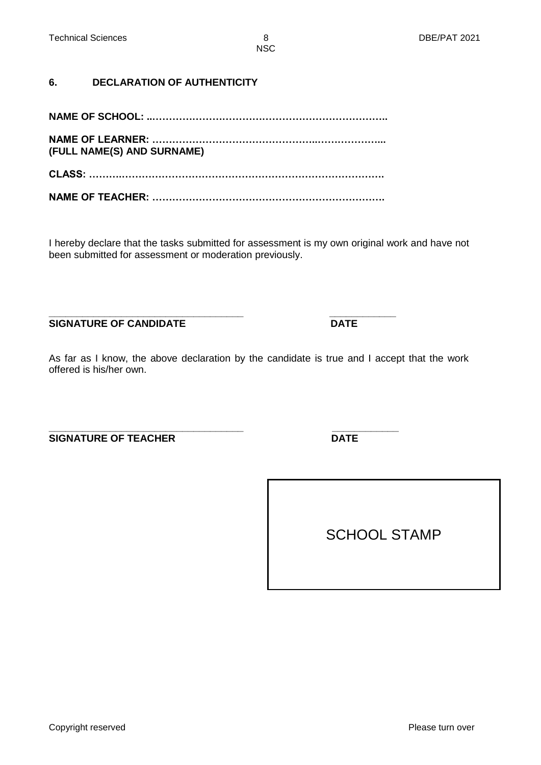## 6. DECLARATION OF AUTHENTICITY

**NAME OF SCHOOL: ...…………………………………………………………….**

**NAME OF LEARNER: ……………………………………………..………………...**
**(FULL NAME(S) AND SURNAME)**

**CLASS: ……….………………………………………………………………….**

**NAME OF TEACHER: …………………………………………………………….**

I hereby declare that the tasks submitted for assessment is my own original work and have not been submitted for assessment or moderation previously.

\_\_\_\_\_\_\_\_\_\_\_\_\_\_\_\_\_\_\_\_\_\_\_\_\_\_\_\_\_\_\_\_\_\_\_ \_\_\_\_\_\_\_\_\_\_\_\_
**SIGNATURE OF CANDIDATE** **DATE**

As far as I know, the above declaration by the candidate is true and I accept that the work offered is his/her own.

\_\_\_\_\_\_\_\_\_\_\_\_\_\_\_\_\_\_\_\_\_\_\_\_\_\_\_\_\_\_\_\_\_\_\_ \_\_\_\_\_\_\_\_\_\_\_\_
**SIGNATURE OF TEACHER** **DATE**

| SCHOOL STAMP |
|---|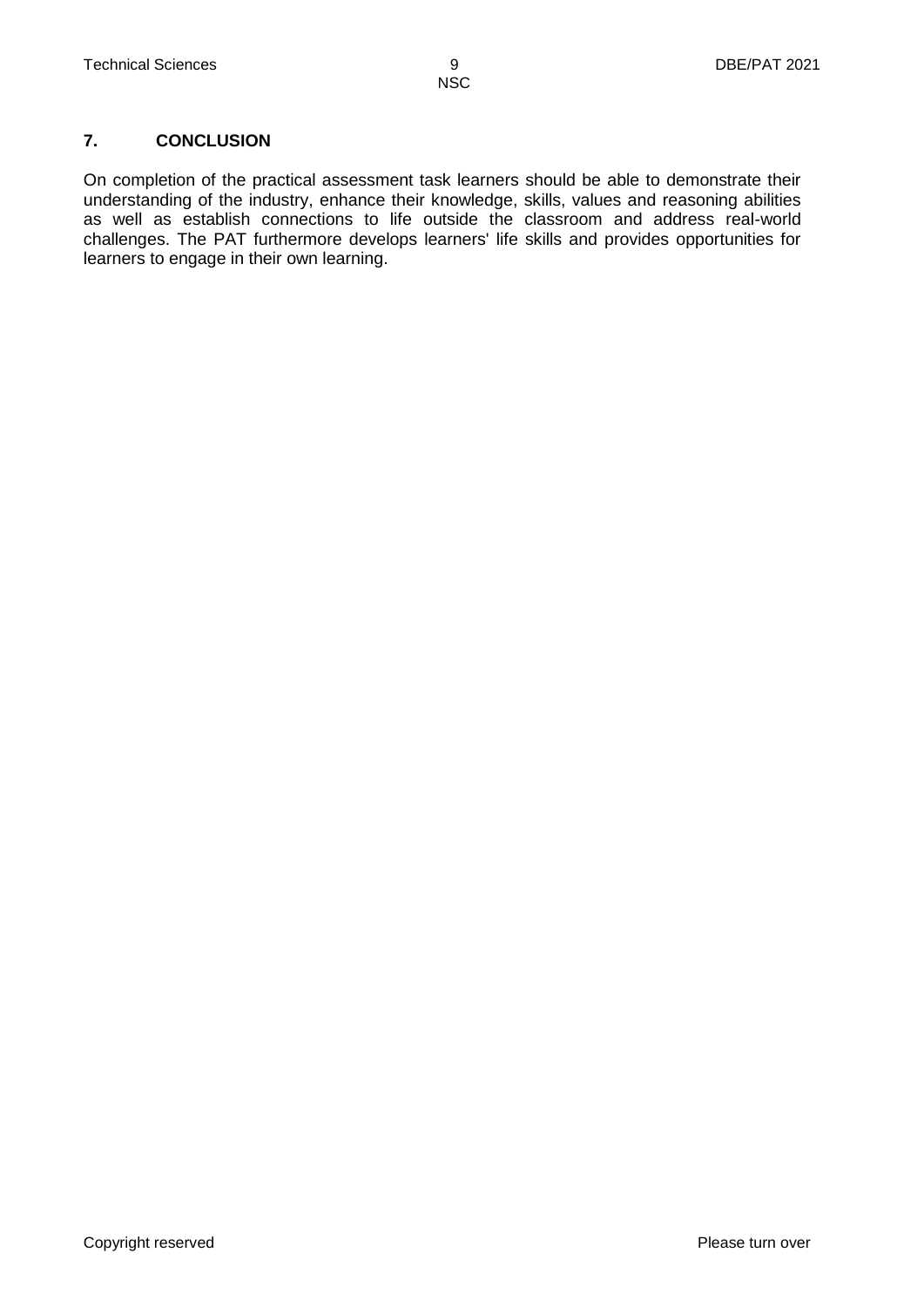## 7. CONCLUSION

On completion of the practical assessment task learners should be able to demonstrate their understanding of the industry, enhance their knowledge, skills, values and reasoning abilities as well as establish connections to life outside the classroom and address real-world challenges. The PAT furthermore develops learners' life skills and provides opportunities for learners to engage in their own learning.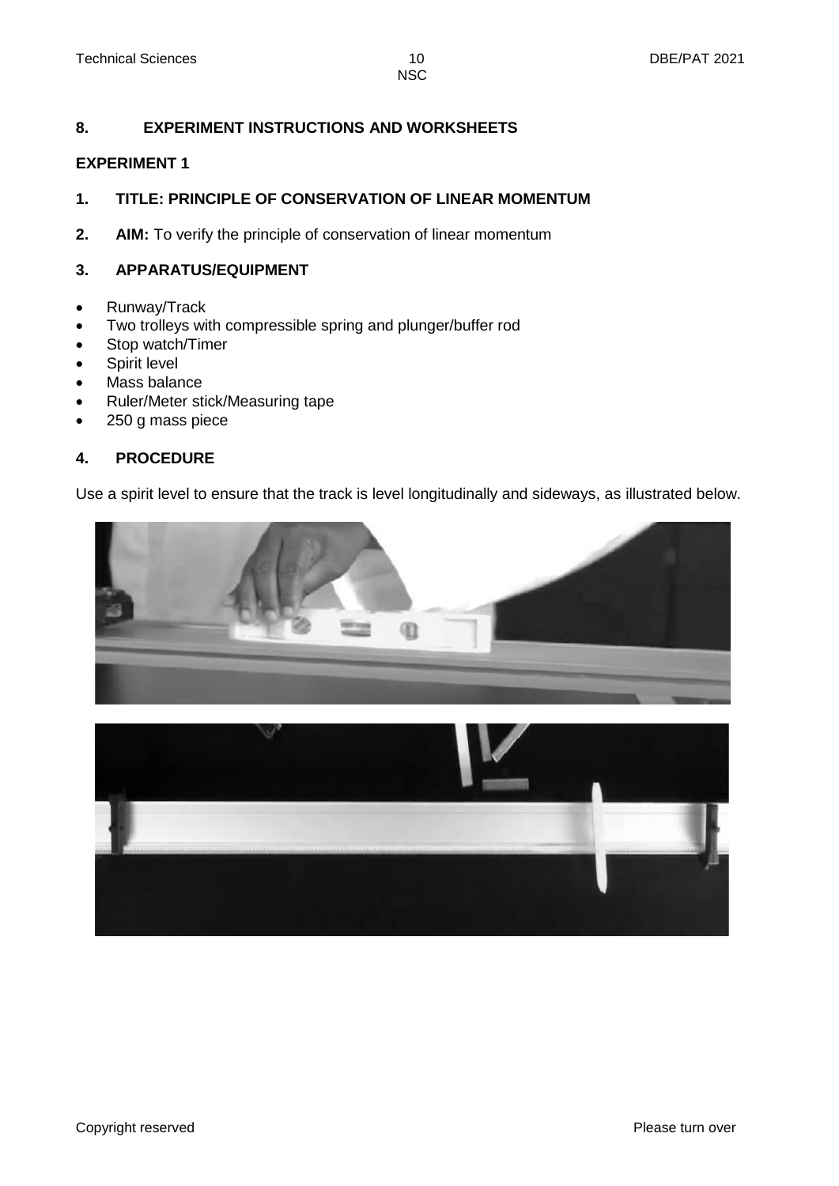## 8. EXPERIMENT INSTRUCTIONS AND WORKSHEETS

### EXPERIMENT 1

**1. TITLE: PRINCIPLE OF CONSERVATION OF LINEAR MOMENTUM**

**2. AIM:** To verify the principle of conservation of linear momentum

**3. APPARATUS/EQUIPMENT**

- Runway/Track
- Two trolleys with compressible spring and plunger/buffer rod
- Stop watch/Timer
- Spirit level
- Mass balance
- Ruler/Meter stick/Measuring tape
- 250 g mass piece

**4. PROCEDURE**

Use a spirit level to ensure that the track is level longitudinally and sideways, as illustrated below.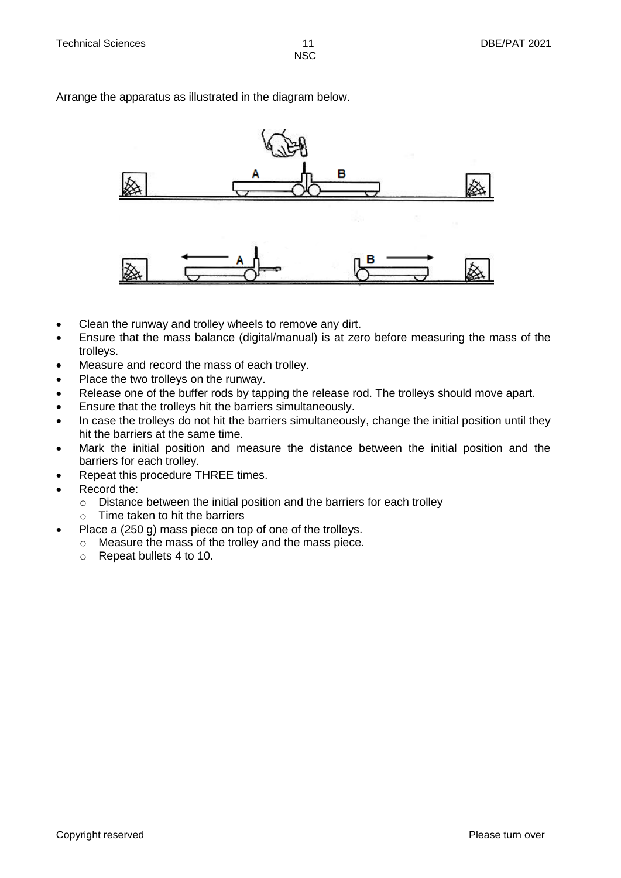Arrange the apparatus as illustrated in the diagram below.

- Clean the runway and trolley wheels to remove any dirt.
- Ensure that the mass balance (digital/manual) is at zero before measuring the mass of the trolleys.
- Measure and record the mass of each trolley.
- Place the two trolleys on the runway.
- Release one of the buffer rods by tapping the release rod. The trolleys should move apart.
- Ensure that the trolleys hit the barriers simultaneously.
- In case the trolleys do not hit the barriers simultaneously, change the initial position until they hit the barriers at the same time.
- Mark the initial position and measure the distance between the initial position and the barriers for each trolley.
- Repeat this procedure THREE times.
- Record the:
  - Distance between the initial position and the barriers for each trolley
  - Time taken to hit the barriers
- Place a (250 g) mass piece on top of one of the trolleys.
  - Measure the mass of the trolley and the mass piece.
  - Repeat bullets 4 to 10.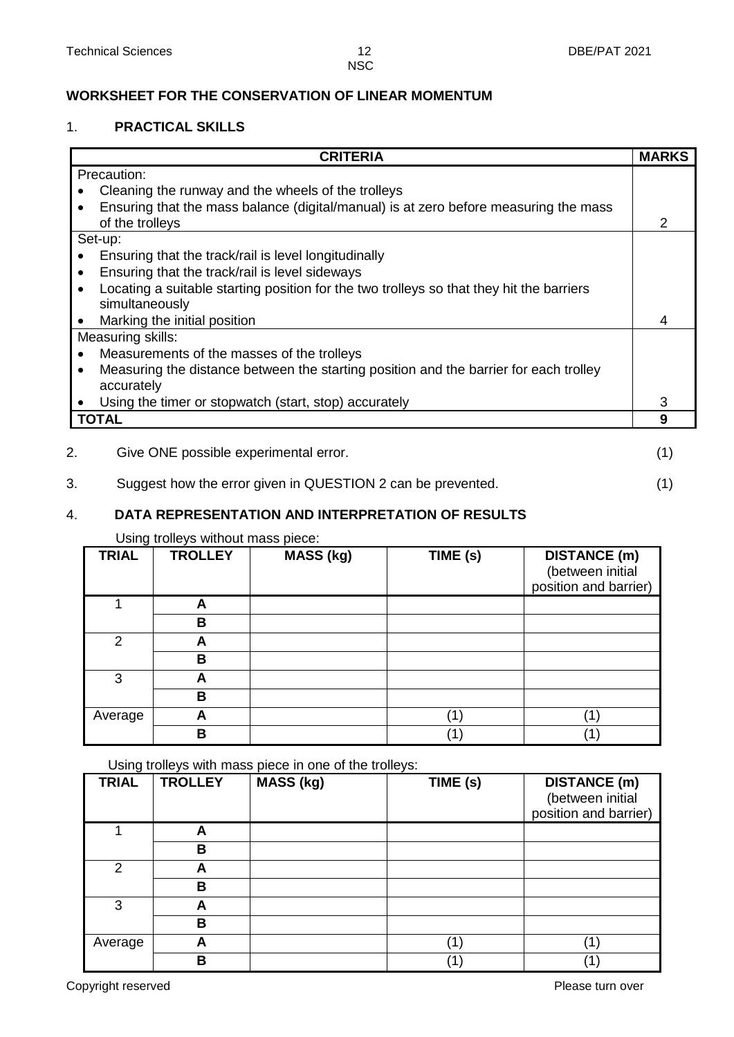## WORKSHEET FOR THE CONSERVATION OF LINEAR MOMENTUM

### 1. PRACTICAL SKILLS

| CRITERIA | MARKS |
|---|---|
| Precaution:<br>• Cleaning the runway and the wheels of the trolleys<br>• Ensuring that the mass balance (digital/manual) is at zero before measuring the mass of the trolleys | 2 |
| Set-up:<br>• Ensuring that the track/rail is level longitudinally<br>• Ensuring that the track/rail is level sideways<br>• Locating a suitable starting position for the two trolleys so that they hit the barriers simultaneously<br>• Marking the initial position | 4 |
| Measuring skills:<br>• Measurements of the masses of the trolleys<br>• Measuring the distance between the starting position and the barrier for each trolley accurately<br>• Using the timer or stopwatch (start, stop) accurately | 3 |
| **TOTAL** | **9** |

2. Give ONE possible experimental error. (1)

3. Suggest how the error given in QUESTION 2 can be prevented. (1)

### 4. DATA REPRESENTATION AND INTERPRETATION OF RESULTS

Using trolleys without mass piece:

| TRIAL | TROLLEY | MASS (kg) | TIME (s) | DISTANCE (m) (between initial position and barrier) |
|---|---|---|---|---|
| 1 | A | | | |
| | B | | | |
| 2 | A | | | |
| | B | | | |
| 3 | A | | | |
| | B | | | |
| Average | A | | (1) | (1) |
| | B | | (1) | (1) |

Using trolleys with mass piece in one of the trolleys:

| TRIAL | TROLLEY | MASS (kg) | TIME (s) | DISTANCE (m) (between initial position and barrier) |
|---|---|---|---|---|
| 1 | A | | | |
| | B | | | |
| 2 | A | | | |
| | B | | | |
| 3 | A | | | |
| | B | | | |
| Average | A | | (1) | (1) |
| | B | | (1) | (1) |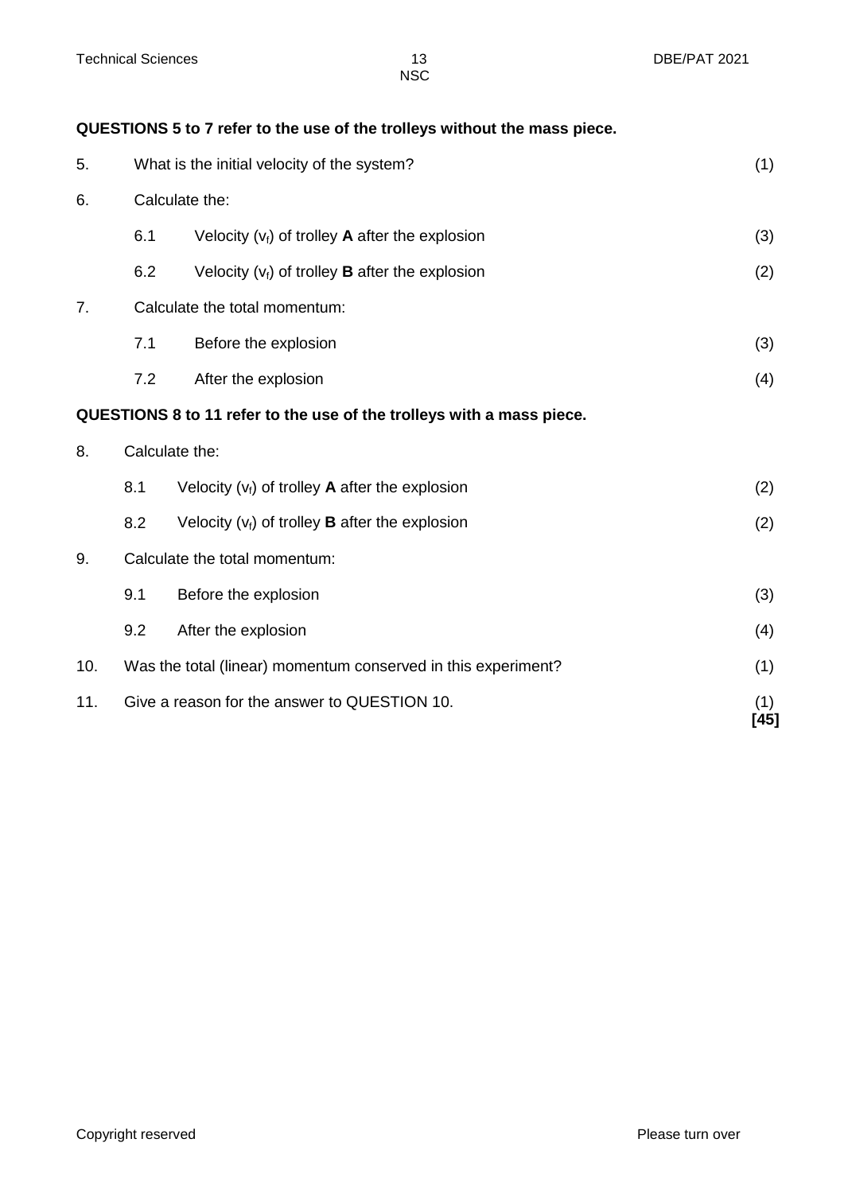**QUESTIONS 5 to 7 refer to the use of the trolleys without the mass piece.**

5. What is the initial velocity of the system? (1)

6. Calculate the:

   6.1 Velocity ($v_f$) of trolley **A** after the explosion (3)

   6.2 Velocity ($v_f$) of trolley **B** after the explosion (2)

7. Calculate the total momentum:

   7.1 Before the explosion (3)

   7.2 After the explosion (4)

**QUESTIONS 8 to 11 refer to the use of the trolleys with a mass piece.**

8. Calculate the:

   8.1 Velocity ($v_f$) of trolley **A** after the explosion (2)

   8.2 Velocity ($v_f$) of trolley **B** after the explosion (2)

9. Calculate the total momentum:

   9.1 Before the explosion (3)

   9.2 After the explosion (4)

10. Was the total (linear) momentum conserved in this experiment? (1)

11. Give a reason for the answer to QUESTION 10. (1)

**[45]**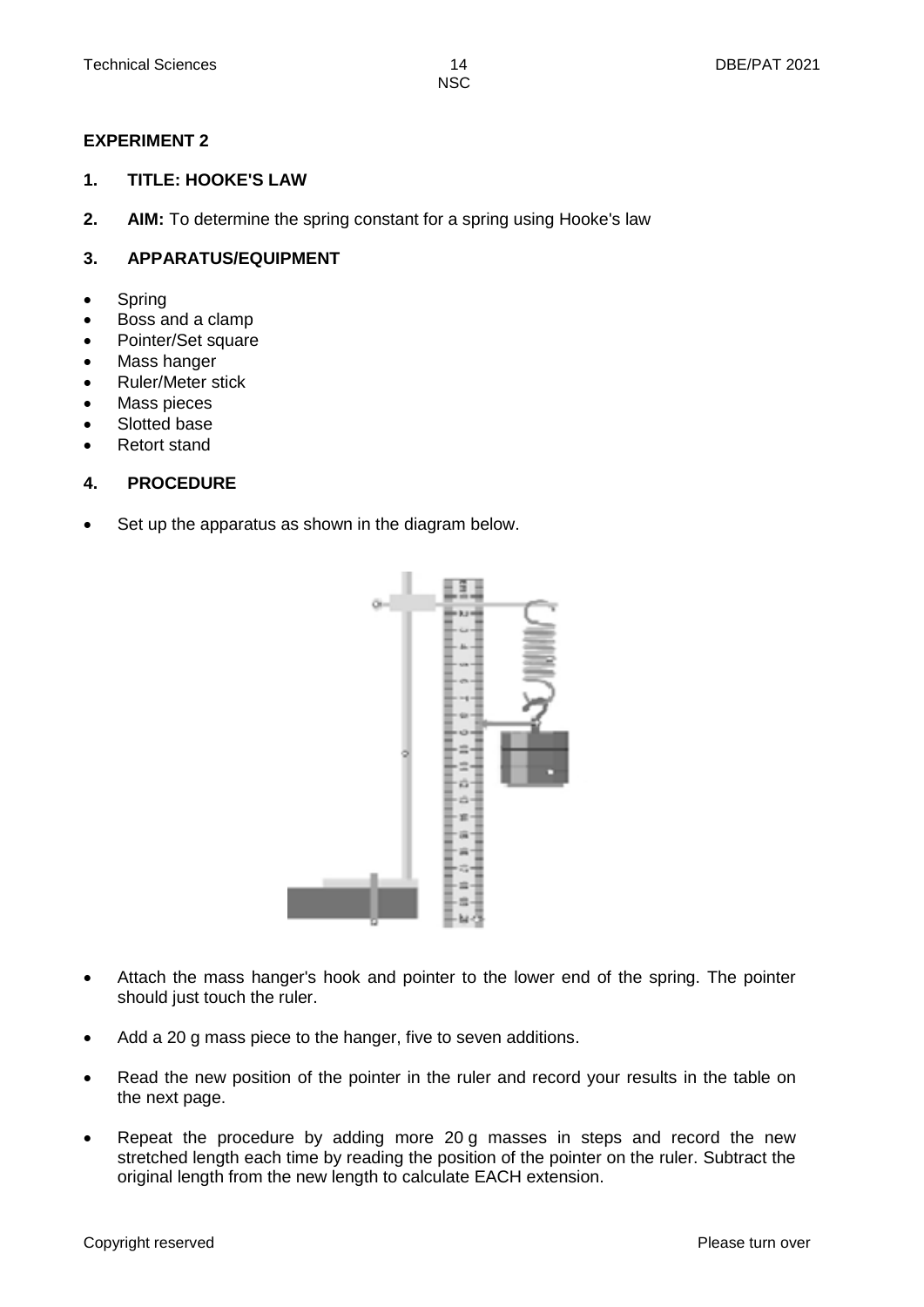## EXPERIMENT 2

**1. TITLE: HOOKE'S LAW**

**2. AIM:** To determine the spring constant for a spring using Hooke's law

**3. APPARATUS/EQUIPMENT**

- Spring
- Boss and a clamp
- Pointer/Set square
- Mass hanger
- Ruler/Meter stick
- Mass pieces
- Slotted base
- Retort stand

**4. PROCEDURE**

- Set up the apparatus as shown in the diagram below.

- Attach the mass hanger's hook and pointer to the lower end of the spring. The pointer should just touch the ruler.

- Add a 20 g mass piece to the hanger, five to seven additions.

- Read the new position of the pointer in the ruler and record your results in the table on the next page.

- Repeat the procedure by adding more 20 g masses in steps and record the new stretched length each time by reading the position of the pointer on the ruler. Subtract the original length from the new length to calculate EACH extension.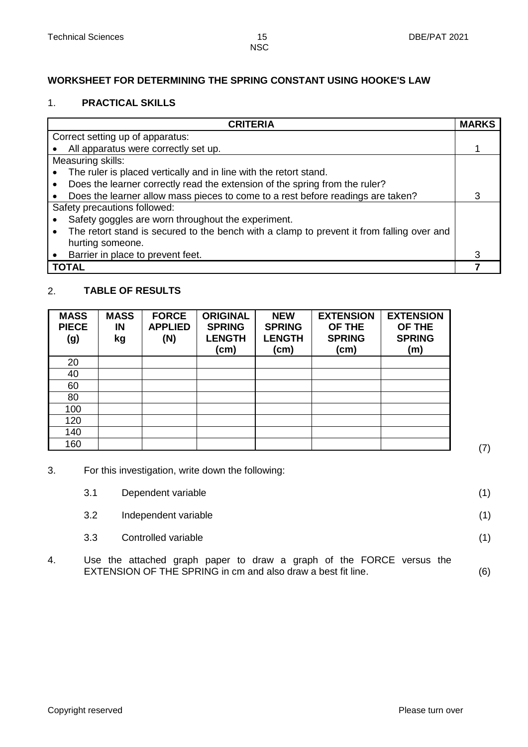**WORKSHEET FOR DETERMINING THE SPRING CONSTANT USING HOOKE'S LAW**

1. **PRACTICAL SKILLS**

| CRITERIA | MARKS |
|---|---|
| Correct setting up of apparatus:<br>• All apparatus were correctly set up. | 1 |
| Measuring skills:<br>• The ruler is placed vertically and in line with the retort stand.<br>• Does the learner correctly read the extension of the spring from the ruler?<br>• Does the learner allow mass pieces to come to a rest before readings are taken? | 3 |
| Safety precautions followed:<br>• Safety goggles are worn throughout the experiment.<br>• The retort stand is secured to the bench with a clamp to prevent it from falling over and hurting someone.<br>• Barrier in place to prevent feet. | 3 |
| **TOTAL** | **7** |

2. **TABLE OF RESULTS**

| MASS PIECE (g) | MASS IN kg | FORCE APPLIED (N) | ORIGINAL SPRING LENGTH (cm) | NEW SPRING LENGTH (cm) | EXTENSION OF THE SPRING (cm) | EXTENSION OF THE SPRING (m) |
|---|---|---|---|---|---|---|
| 20 | | | | | | |
| 40 | | | | | | |
| 60 | | | | | | |
| 80 | | | | | | |
| 100 | | | | | | |
| 120 | | | | | | |
| 140 | | | | | | |
| 160 | | | | | | |

(7)

3. For this investigation, write down the following:

   3.1 Dependent variable (1)

   3.2 Independent variable (1)

   3.3 Controlled variable (1)

4. Use the attached graph paper to draw a graph of the FORCE versus the EXTENSION OF THE SPRING in cm and also draw a best fit line. (6)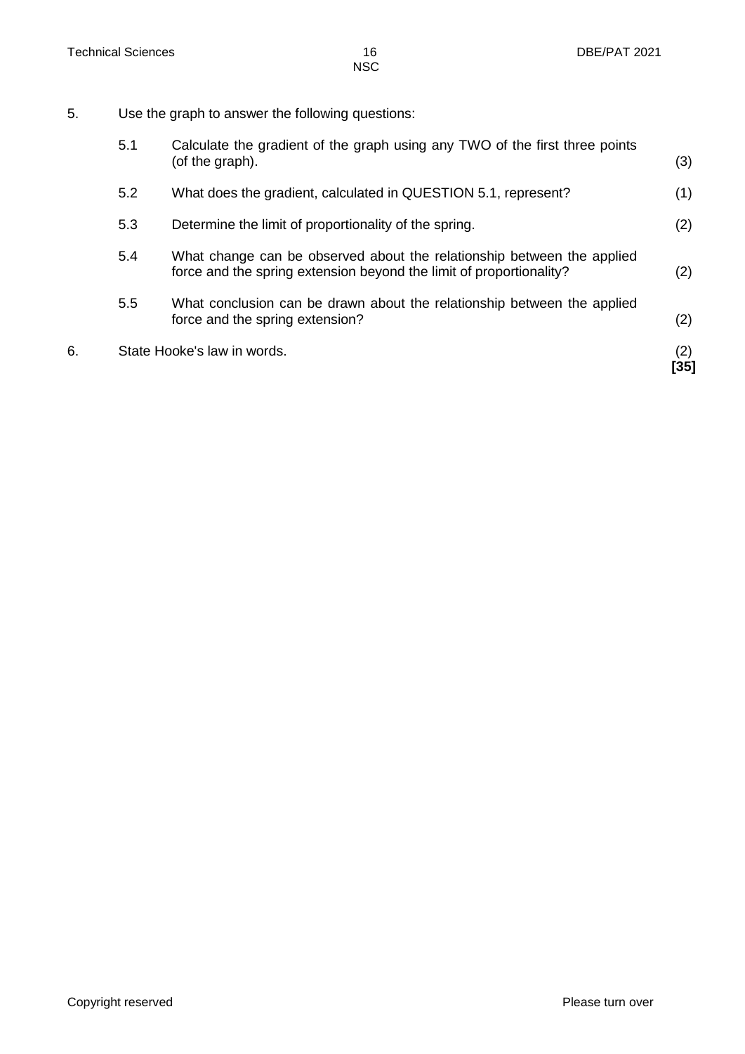5. Use the graph to answer the following questions:

   5.1 Calculate the gradient of the graph using any TWO of the first three points (of the graph). (3)

   5.2 What does the gradient, calculated in QUESTION 5.1, represent? (1)

   5.3 Determine the limit of proportionality of the spring. (2)

   5.4 What change can be observed about the relationship between the applied force and the spring extension beyond the limit of proportionality? (2)

   5.5 What conclusion can be drawn about the relationship between the applied force and the spring extension? (2)

6. State Hooke's law in words. (2)

**[35]**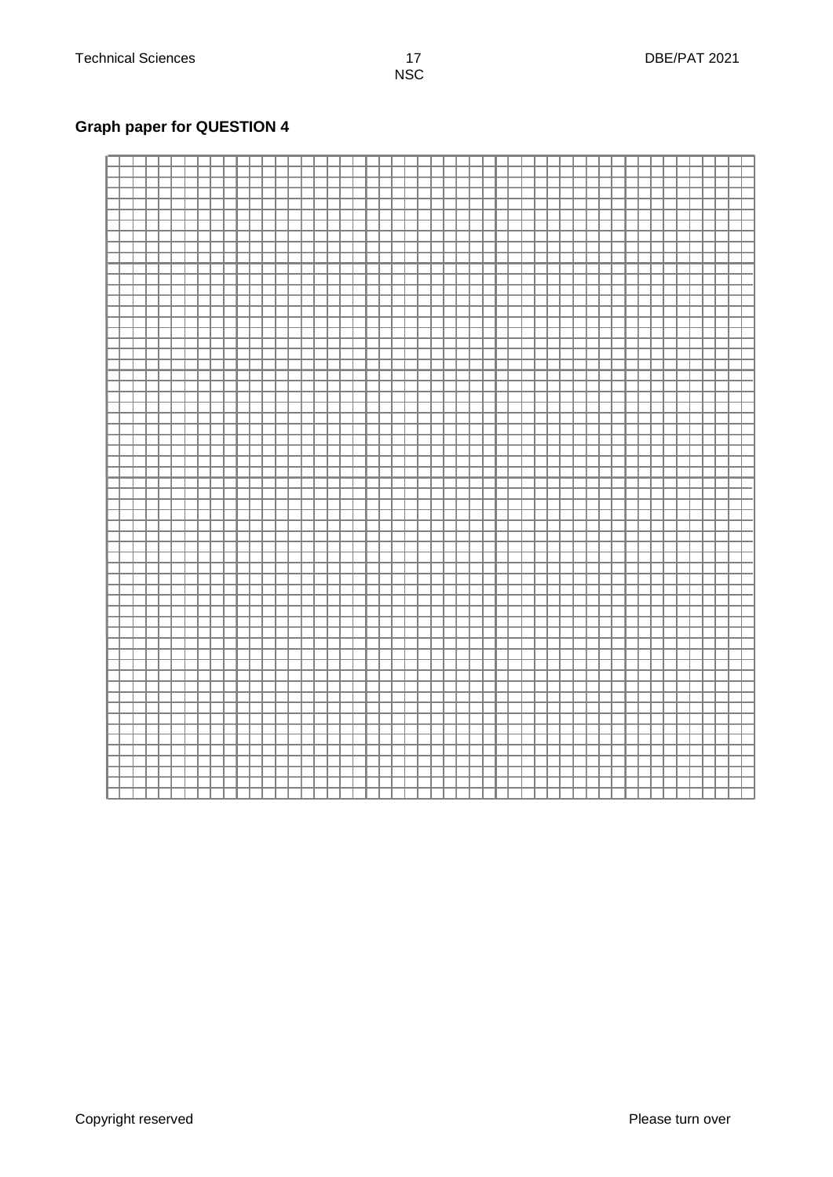**Graph paper for QUESTION 4**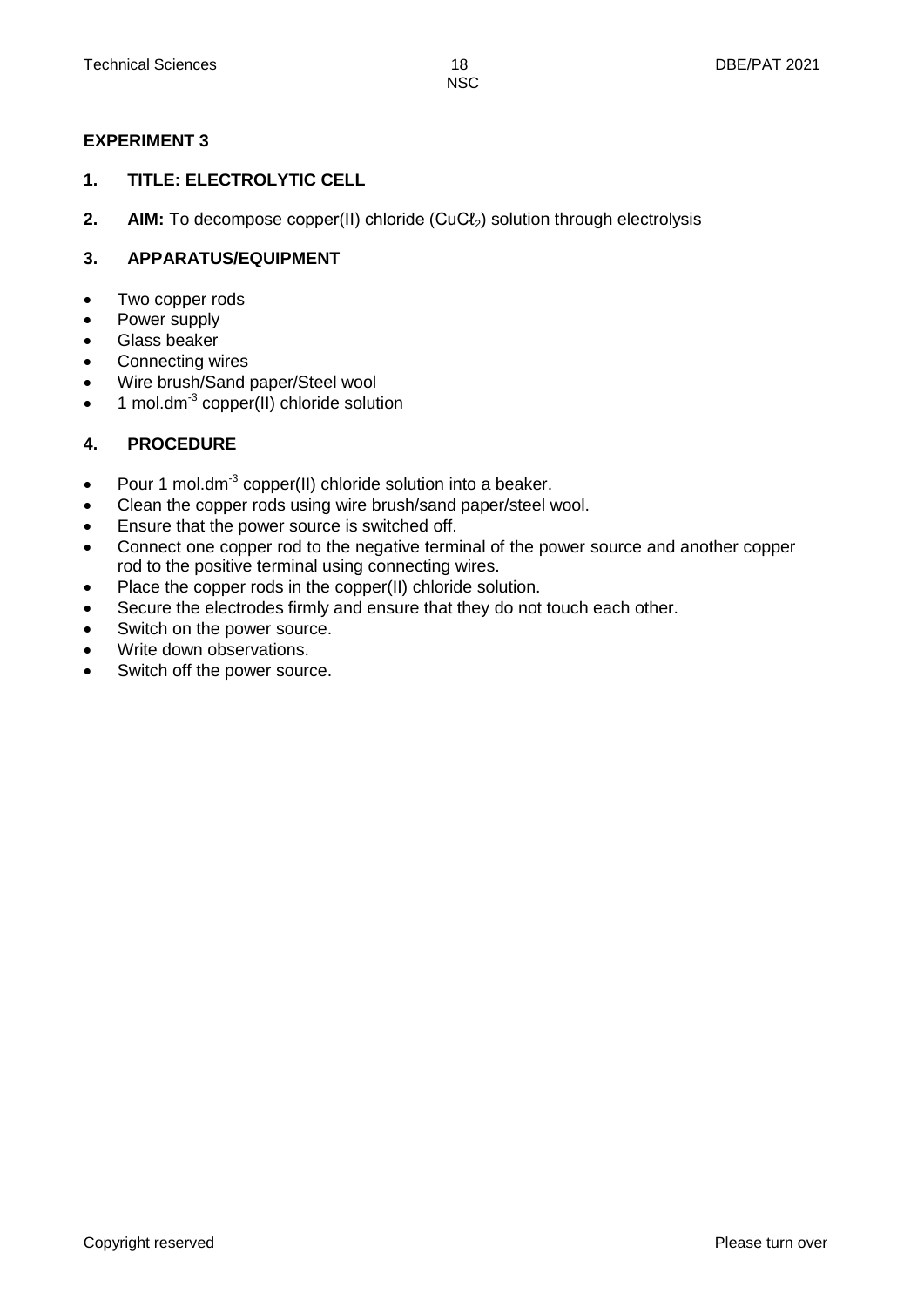# EXPERIMENT 3

## 1. TITLE: ELECTROLYTIC CELL

**2. AIM:** To decompose copper(II) chloride ($CuCl_2$) solution through electrolysis

## 3. APPARATUS/EQUIPMENT

- Two copper rods
- Power supply
- Glass beaker
- Connecting wires
- Wire brush/Sand paper/Steel wool
- 1 $mol.dm^{-3}$ copper(II) chloride solution

## 4. PROCEDURE

- Pour 1 $mol.dm^{-3}$ copper(II) chloride solution into a beaker.
- Clean the copper rods using wire brush/sand paper/steel wool.
- Ensure that the power source is switched off.
- Connect one copper rod to the negative terminal of the power source and another copper rod to the positive terminal using connecting wires.
- Place the copper rods in the copper(II) chloride solution.
- Secure the electrodes firmly and ensure that they do not touch each other.
- Switch on the power source.
- Write down observations.
- Switch off the power source.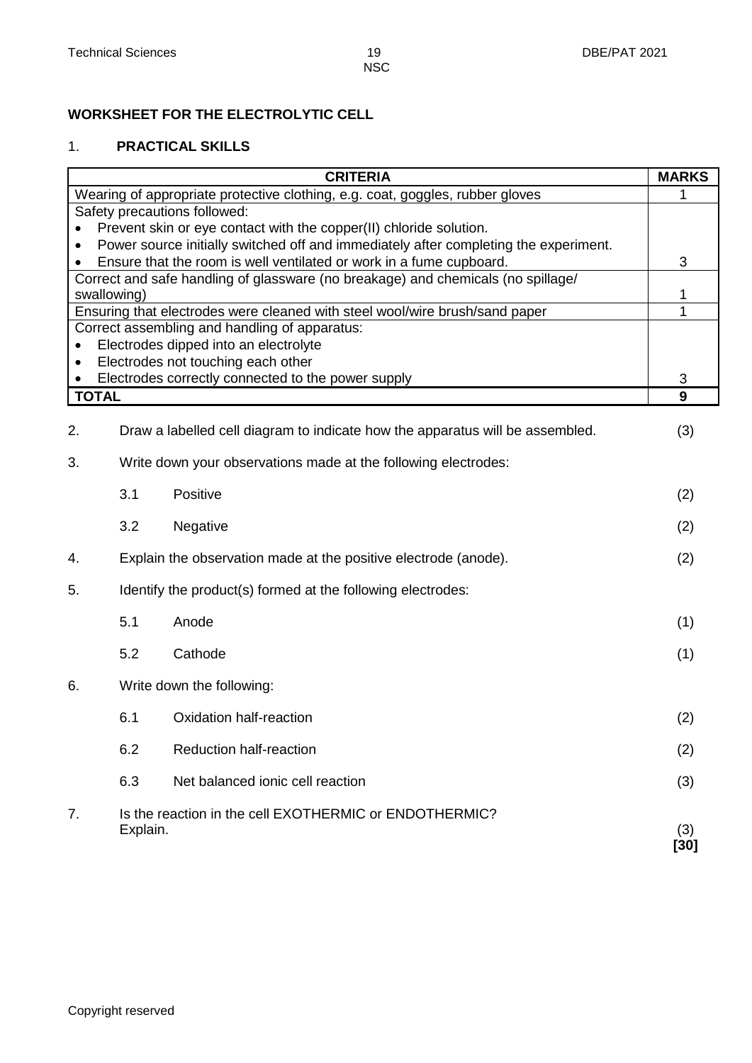## WORKSHEET FOR THE ELECTROLYTIC CELL

1. **PRACTICAL SKILLS**

| CRITERIA | MARKS |
|---|---|
| Wearing of appropriate protective clothing, e.g. coat, goggles, rubber gloves | 1 |
| Safety precautions followed:<br>• Prevent skin or eye contact with the copper(II) chloride solution.<br>• Power source initially switched off and immediately after completing the experiment.<br>• Ensure that the room is well ventilated or work in a fume cupboard. | 3 |
| Correct and safe handling of glassware (no breakage) and chemicals (no spillage/ swallowing) | 1 |
| Ensuring that electrodes were cleaned with steel wool/wire brush/sand paper | 1 |
| Correct assembling and handling of apparatus:<br>• Electrodes dipped into an electrolyte<br>• Electrodes not touching each other<br>• Electrodes correctly connected to the power supply | 3 |
| **TOTAL** | **9** |

2. Draw a labelled cell diagram to indicate how the apparatus will be assembled. (3)

3. Write down your observations made at the following electrodes:

   3.1 Positive (2)

   3.2 Negative (2)

4. Explain the observation made at the positive electrode (anode). (2)

5. Identify the product(s) formed at the following electrodes:

   5.1 Anode (1)

   5.2 Cathode (1)

6. Write down the following:

   6.1 Oxidation half-reaction (2)

   6.2 Reduction half-reaction (2)

   6.3 Net balanced ionic cell reaction (3)

7. Is the reaction in the cell EXOTHERMIC or ENDOTHERMIC? Explain. (3)

**[30]**